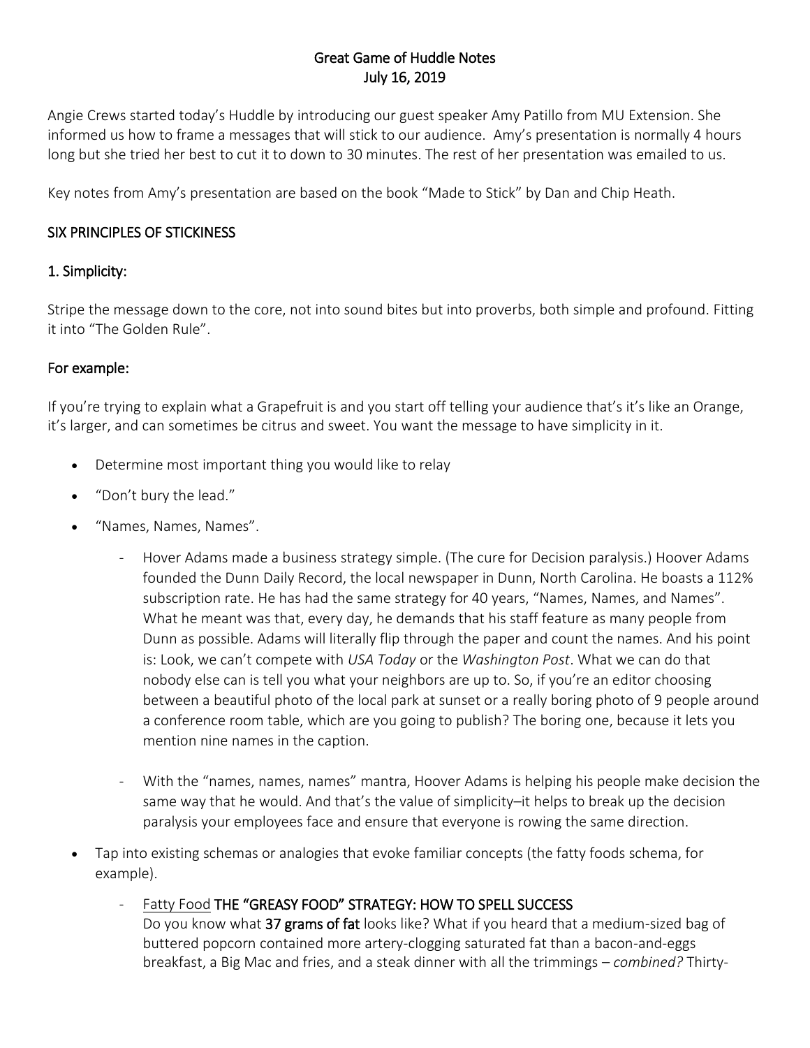# Great Game of Huddle Notes
## July 16, 2019

Angie Crews started today's Huddle by introducing our guest speaker Amy Patillo from MU Extension. She informed us how to frame a messages that will stick to our audience. Amy's presentation is normally 4 hours long but she tried her best to cut it to down to 30 minutes. The rest of her presentation was emailed to us.

Key notes from Amy's presentation are based on the book "Made to Stick" by Dan and Chip Heath.

## SIX PRINCIPLES OF STICKINESS

### 1. Simplicity:

Stripe the message down to the core, not into sound bites but into proverbs, both simple and profound. Fitting it into "The Golden Rule".

### For example:

If you're trying to explain what a Grapefruit is and you start off telling your audience that's it's like an Orange, it's larger, and can sometimes be citrus and sweet. You want the message to have simplicity in it.

- Determine most important thing you would like to relay
- "Don't bury the lead."
- "Names, Names, Names".
  - Hover Adams made a business strategy simple. (The cure for Decision paralysis.) Hoover Adams founded the Dunn Daily Record, the local newspaper in Dunn, North Carolina. He boasts a 112% subscription rate. He has had the same strategy for 40 years, "Names, Names, and Names". What he meant was that, every day, he demands that his staff feature as many people from Dunn as possible. Adams will literally flip through the paper and count the names. And his point is: Look, we can't compete with *USA Today* or the *Washington Post*. What we can do that nobody else can is tell you what your neighbors are up to. So, if you're an editor choosing between a beautiful photo of the local park at sunset or a really boring photo of 9 people around a conference room table, which are you going to publish? The boring one, because it lets you mention nine names in the caption.
  - With the "names, names, names" mantra, Hoover Adams is helping his people make decision the same way that he would. And that's the value of simplicity–it helps to break up the decision paralysis your employees face and ensure that everyone is rowing the same direction.
- Tap into existing schemas or analogies that evoke familiar concepts (the fatty foods schema, for example).
  - Fatty Food **THE "GREASY FOOD" STRATEGY: HOW TO SPELL SUCCESS**
    Do you know what **37 grams of fat** looks like? What if you heard that a medium-sized bag of buttered popcorn contained more artery-clogging saturated fat than a bacon-and-eggs breakfast, a Big Mac and fries, and a steak dinner with all the trimmings – *combined?* Thirty-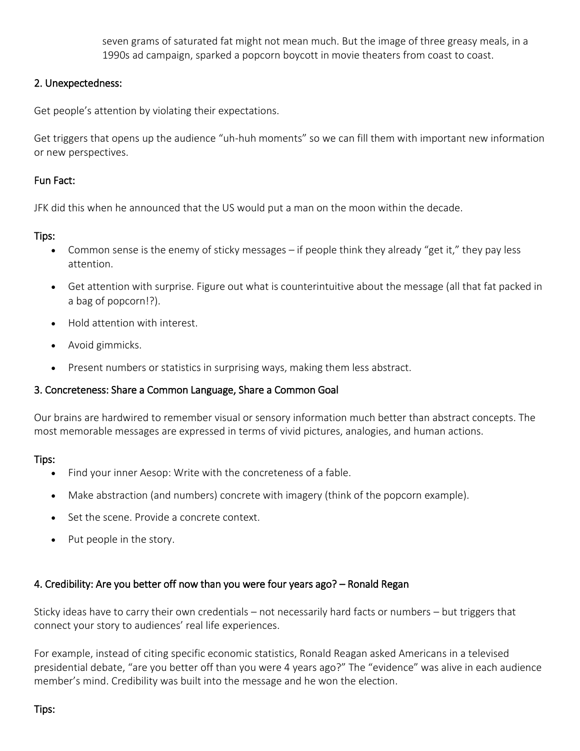seven grams of saturated fat might not mean much. But the image of three greasy meals, in a 1990s ad campaign, sparked a popcorn boycott in movie theaters from coast to coast.

## 2. Unexpectedness:

Get people's attention by violating their expectations.

Get triggers that opens up the audience "uh-huh moments" so we can fill them with important new information or new perspectives.

### Fun Fact:

JFK did this when he announced that the US would put a man on the moon within the decade.

### Tips:

- Common sense is the enemy of sticky messages – if people think they already "get it," they pay less attention.
- Get attention with surprise. Figure out what is counterintuitive about the message (all that fat packed in a bag of popcorn!?).
- Hold attention with interest.
- Avoid gimmicks.
- Present numbers or statistics in surprising ways, making them less abstract.

## 3. Concreteness: Share a Common Language, Share a Common Goal

Our brains are hardwired to remember visual or sensory information much better than abstract concepts. The most memorable messages are expressed in terms of vivid pictures, analogies, and human actions.

### Tips:

- Find your inner Aesop: Write with the concreteness of a fable.
- Make abstraction (and numbers) concrete with imagery (think of the popcorn example).
- Set the scene. Provide a concrete context.
- Put people in the story.

## 4. Credibility: Are you better off now than you were four years ago? – Ronald Regan

Sticky ideas have to carry their own credentials – not necessarily hard facts or numbers – but triggers that connect your story to audiences' real life experiences.

For example, instead of citing specific economic statistics, Ronald Reagan asked Americans in a televised presidential debate, "are you better off than you were 4 years ago?" The "evidence" was alive in each audience member's mind. Credibility was built into the message and he won the election.

### Tips: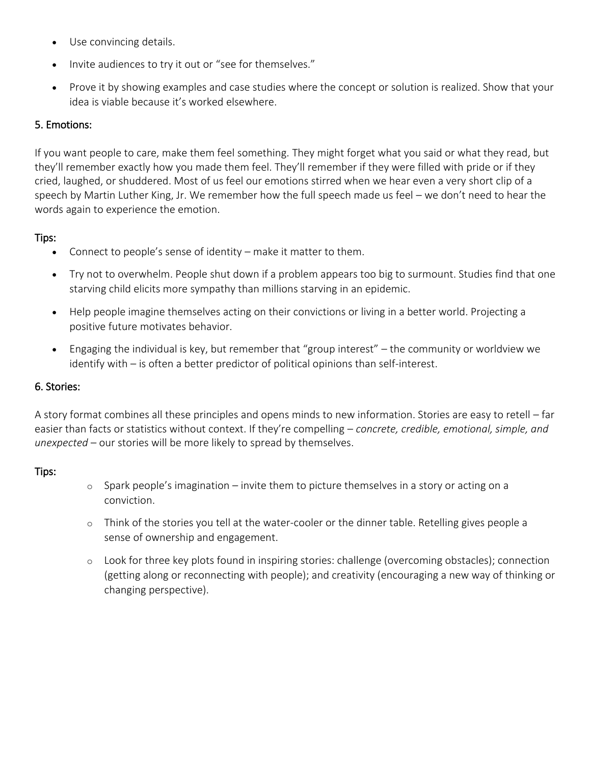- Use convincing details.
- Invite audiences to try it out or "see for themselves."
- Prove it by showing examples and case studies where the concept or solution is realized. Show that your idea is viable because it's worked elsewhere.

### 5. Emotions:

If you want people to care, make them feel something. They might forget what you said or what they read, but they'll remember exactly how you made them feel. They'll remember if they were filled with pride or if they cried, laughed, or shuddered. Most of us feel our emotions stirred when we hear even a very short clip of a speech by Martin Luther King, Jr. We remember how the full speech made us feel – we don't need to hear the words again to experience the emotion.

#### Tips:

- Connect to people's sense of identity – make it matter to them.
- Try not to overwhelm. People shut down if a problem appears too big to surmount. Studies find that one starving child elicits more sympathy than millions starving in an epidemic.
- Help people imagine themselves acting on their convictions or living in a better world. Projecting a positive future motivates behavior.
- Engaging the individual is key, but remember that "group interest" – the community or worldview we identify with – is often a better predictor of political opinions than self-interest.

### 6. Stories:

A story format combines all these principles and opens minds to new information. Stories are easy to retell – far easier than facts or statistics without context. If they're compelling – *concrete, credible, emotional, simple, and unexpected* – our stories will be more likely to spread by themselves.

#### Tips:

- Spark people's imagination – invite them to picture themselves in a story or acting on a conviction.
- Think of the stories you tell at the water-cooler or the dinner table. Retelling gives people a sense of ownership and engagement.
- Look for three key plots found in inspiring stories: challenge (overcoming obstacles); connection (getting along or reconnecting with people); and creativity (encouraging a new way of thinking or changing perspective).